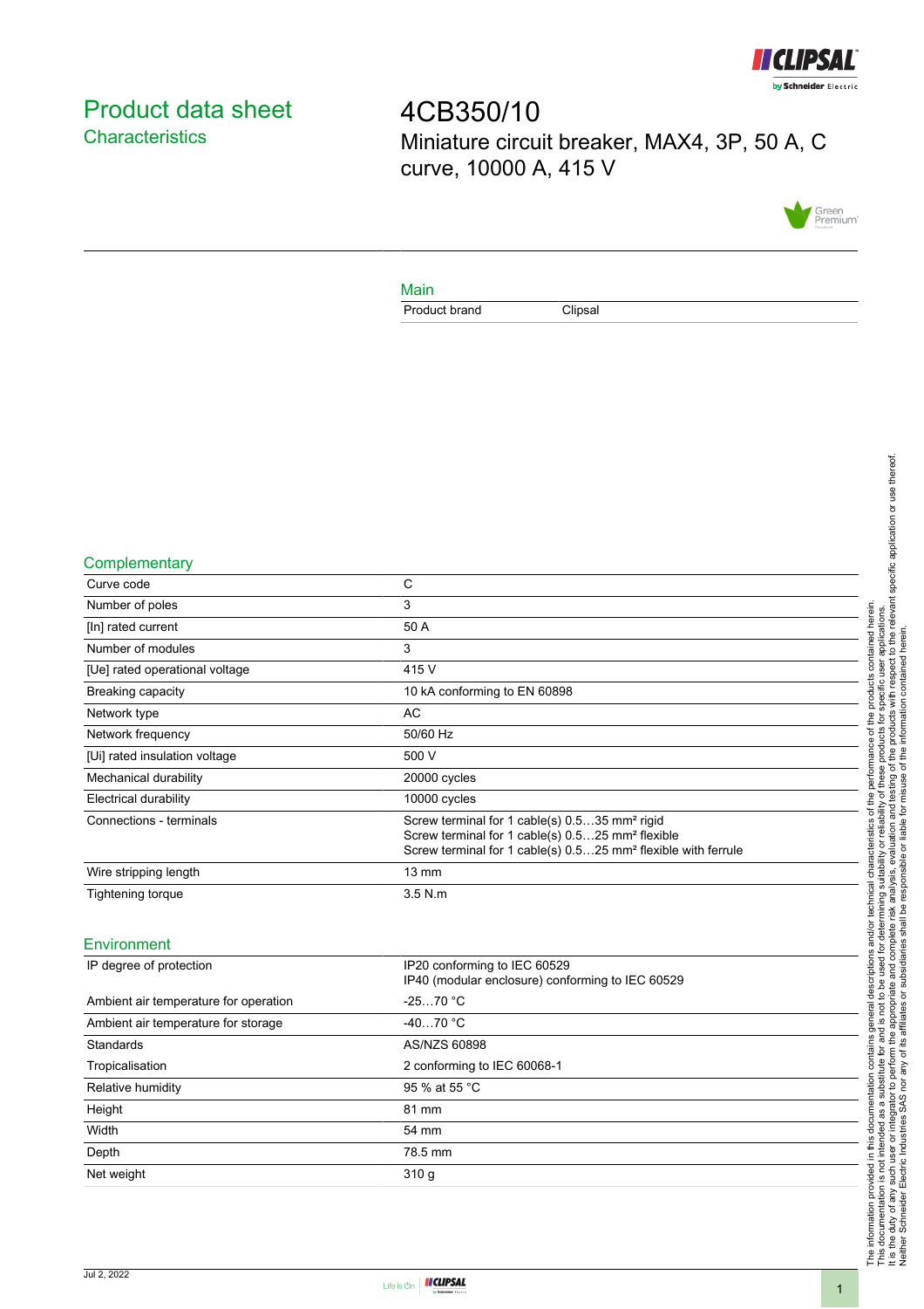# Product data sheet

## Characteristics

# 4CB350/10

Miniature circuit breaker, MAX4, 3P, 50 A, C curve, 10000 A, 415 V

### Main

| | |
|---|---|
| Product brand | Clipsal |

### Complementary

| | |
|---|---|
| Curve code | C |
| Number of poles | 3 |
| [In] rated current | 50 A |
| Number of modules | 3 |
| [Ue] rated operational voltage | 415 V |
| Breaking capacity | 10 kA conforming to EN 60898 |
| Network type | AC |
| Network frequency | 50/60 Hz |
| [Ui] rated insulation voltage | 500 V |
| Mechanical durability | 20000 cycles |
| Electrical durability | 10000 cycles |
| Connections - terminals | Screw terminal for 1 cable(s) 0.5…35 mm² rigid<br>Screw terminal for 1 cable(s) 0.5…25 mm² flexible<br>Screw terminal for 1 cable(s) 0.5…25 mm² flexible with ferrule |
| Wire stripping length | 13 mm |
| Tightening torque | 3.5 N.m |

### Environment

| | |
|---|---|
| IP degree of protection | IP20 conforming to IEC 60529<br>IP40 (modular enclosure) conforming to IEC 60529 |
| Ambient air temperature for operation | -25…70 °C |
| Ambient air temperature for storage | -40…70 °C |
| Standards | AS/NZS 60898 |
| Tropicalisation | 2 conforming to IEC 60068-1 |
| Relative humidity | 95 % at 55 °C |
| Height | 81 mm |
| Width | 54 mm |
| Depth | 78.5 mm |
| Net weight | 310 g |

The information provided in this documentation contains general descriptions and/or technical characteristics of the performance of the products contained herein.
This documentation is not intended as a substitute for and is not to be used for determining suitability or reliability of these products for specific user applications.
It is the duty of any such user or integrator to perform the appropriate and complete risk analysis, evaluation and testing of the products with respect to the relevant specific application or use thereof.
Neither Schneider Electric Industries SAS nor any of its affiliates or subsidiaries shall be responsible or liable for misuse of the information contained herein.

Jul 2, 2022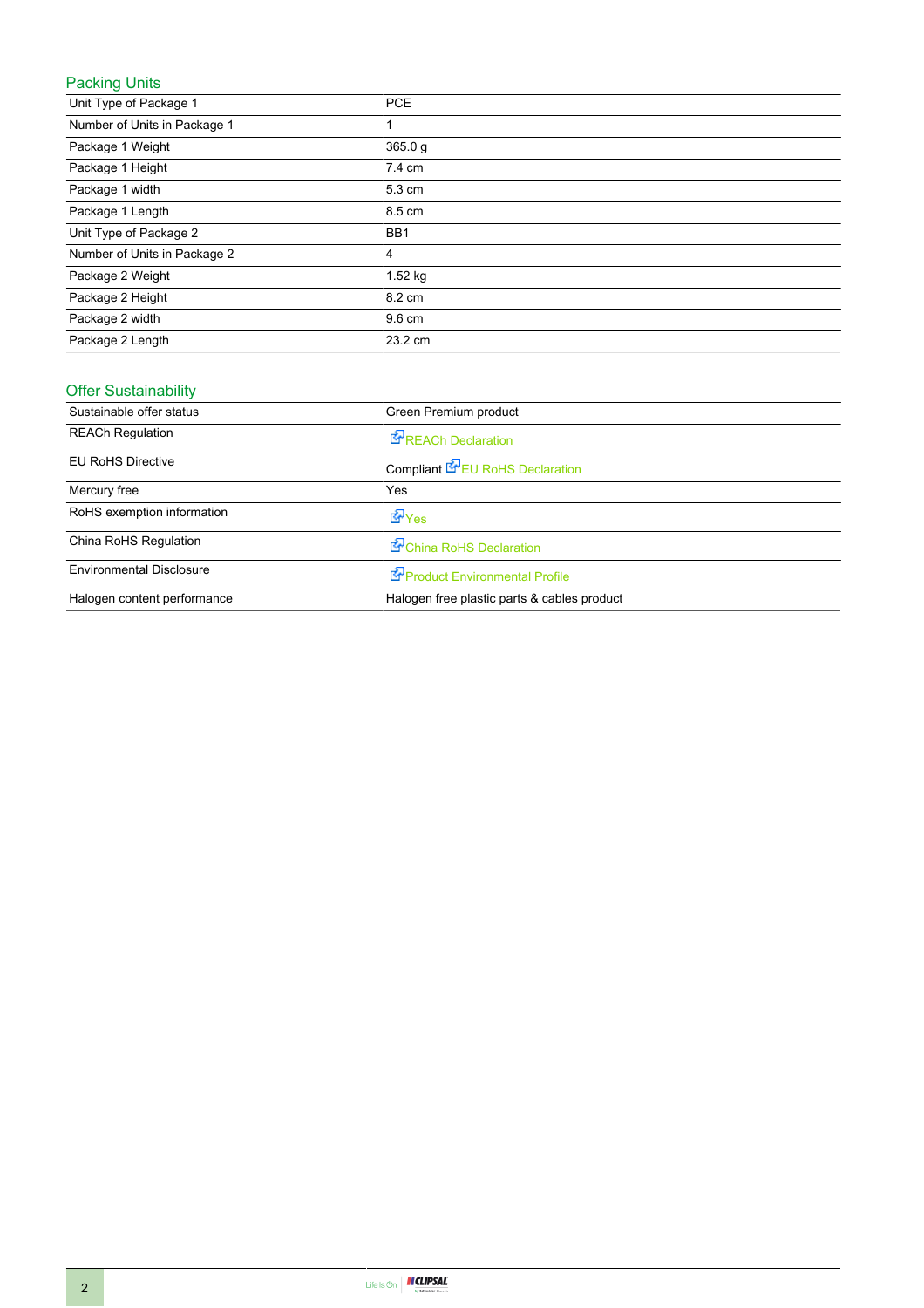## Packing Units

| | |
|---|---|
| Unit Type of Package 1 | PCE |
| Number of Units in Package 1 | 1 |
| Package 1 Weight | 365.0 g |
| Package 1 Height | 7.4 cm |
| Package 1 width | 5.3 cm |
| Package 1 Length | 8.5 cm |
| Unit Type of Package 2 | BB1 |
| Number of Units in Package 2 | 4 |
| Package 2 Weight | 1.52 kg |
| Package 2 Height | 8.2 cm |
| Package 2 width | 9.6 cm |
| Package 2 Length | 23.2 cm |

## Offer Sustainability

| | |
|---|---|
| Sustainable offer status | Green Premium product |
| REACh Regulation | REACh Declaration |
| EU RoHS Directive | Compliant EU RoHS Declaration |
| Mercury free | Yes |
| RoHS exemption information | Yes |
| China RoHS Regulation | China RoHS Declaration |
| Environmental Disclosure | Product Environmental Profile |
| Halogen content performance | Halogen free plastic parts & cables product |